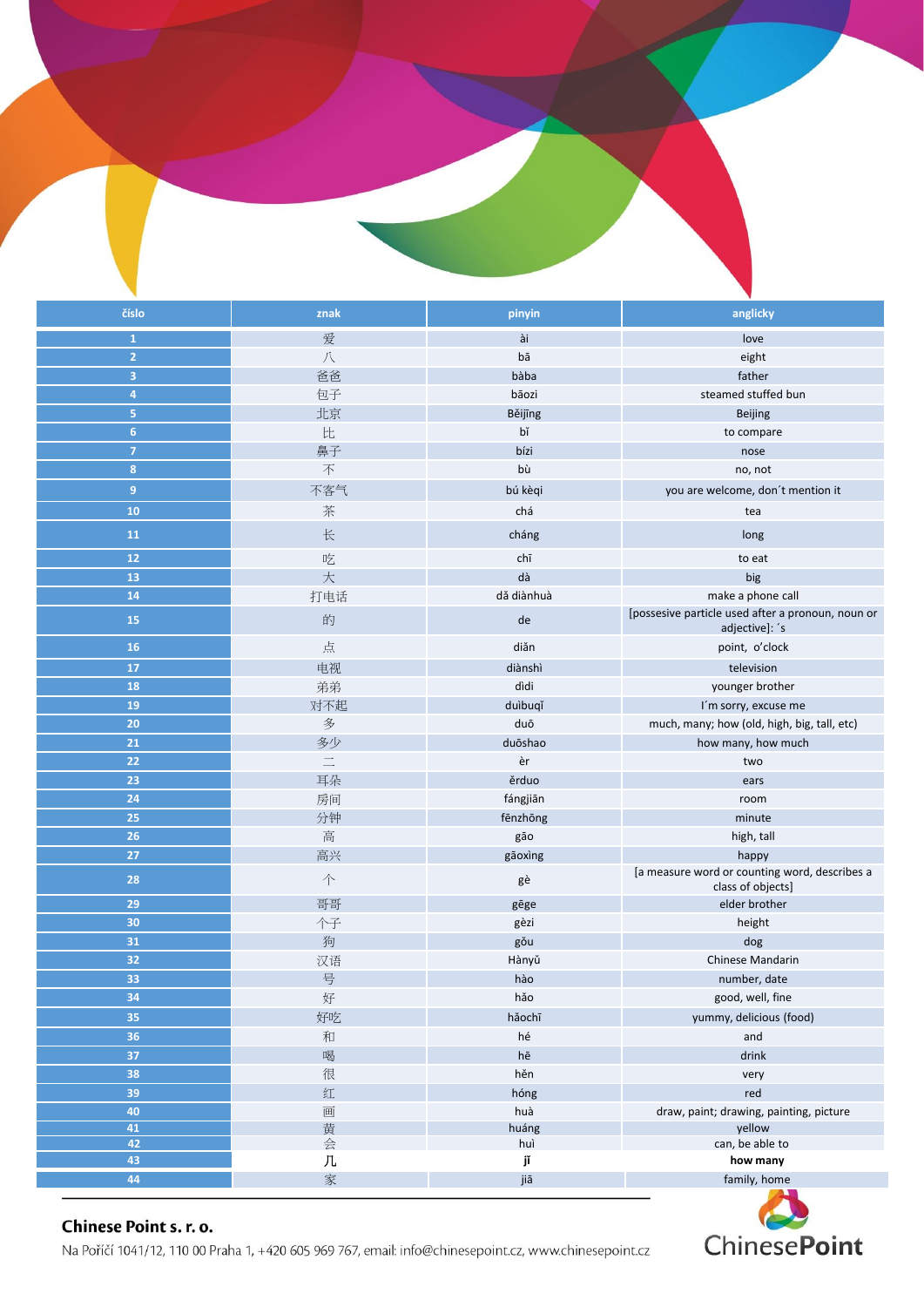| číslo | znak | pinyin | anglicky |
|---|---|---|---|
| 1 | 爱 | ài | love |
| 2 | 八 | bā | eight |
| 3 | 爸爸 | bàba | father |
| 4 | 包子 | bāozi | steamed stuffed bun |
| 5 | 北京 | Běijīng | Beijing |
| 6 | 比 | bǐ | to compare |
| 7 | 鼻子 | bízi | nose |
| 8 | 不 | bù | no, not |
| 9 | 不客气 | bú kèqi | you are welcome, don´t mention it |
| 10 | 茶 | chá | tea |
| 11 | 长 | cháng | long |
| 12 | 吃 | chī | to eat |
| 13 | 大 | dà | big |
| 14 | 打电话 | dǎ diànhuà | make a phone call |
| 15 | 的 | de | [possesive particle used after a pronoun, noun or adjective]: ´s |
| 16 | 点 | diǎn | point, o'clock |
| 17 | 电视 | diànshì | television |
| 18 | 弟弟 | dìdi | younger brother |
| 19 | 对不起 | duìbuqǐ | I´m sorry, excuse me |
| 20 | 多 | duō | much, many; how (old, high, big, tall, etc) |
| 21 | 多少 | duōshao | how many, how much |
| 22 | 二 | èr | two |
| 23 | 耳朵 | ěrduo | ears |
| 24 | 房间 | fángjiān | room |
| 25 | 分钟 | fēnzhōng | minute |
| 26 | 高 | gāo | high, tall |
| 27 | 高兴 | gāoxìng | happy |
| 28 | 个 | gè | [a measure word or counting word, describes a class of objects] |
| 29 | 哥哥 | gēge | elder brother |
| 30 | 个子 | gèzi | height |
| 31 | 狗 | gǒu | dog |
| 32 | 汉语 | Hànyǔ | Chinese Mandarin |
| 33 | 号 | hào | number, date |
| 34 | 好 | hǎo | good, well, fine |
| 35 | 好吃 | hǎochī | yummy, delicious (food) |
| 36 | 和 | hé | and |
| 37 | 喝 | hē | drink |
| 38 | 很 | hěn | very |
| 39 | 红 | hóng | red |
| 40 | 画 | huà | draw, paint; drawing, painting, picture |
| 41 | 黄 | huáng | yellow |
| 42 | 会 | huì | can, be able to |
| 43 | 几 | **jǐ** | **how many** |
| 44 | 家 | jiā | family, home |

**Chinese Point s. r. o.**

Na Poříčí 1041/12, 110 00 Praha 1, +420 605 969 767, email: info@chinesepoint.cz, www.chinesepoint.cz

ChinesePoint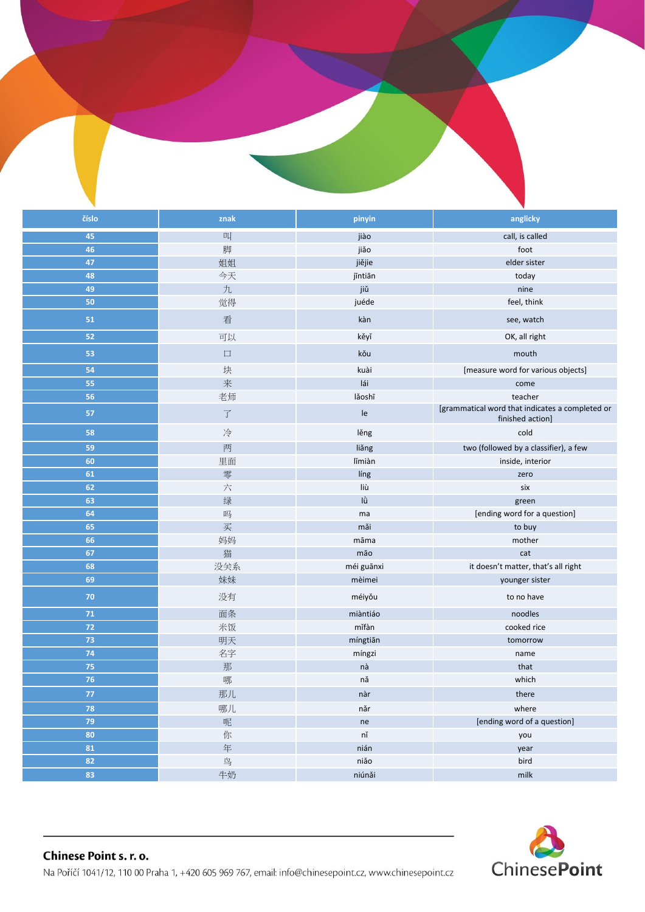| číslo | znak | pinyin | anglicky |
|---|---|---|---|
| 45 | 叫 | jiào | call, is called |
| 46 | 脚 | jiǎo | foot |
| 47 | 姐姐 | jiějie | elder sister |
| 48 | 今天 | jīntiān | today |
| 49 | 九 | jiǔ | nine |
| 50 | 觉得 | juéde | feel, think |
| 51 | 看 | kàn | see, watch |
| 52 | 可以 | kěyǐ | OK, all right |
| 53 | 口 | kǒu | mouth |
| 54 | 块 | kuài | [measure word for various objects] |
| 55 | 来 | lái | come |
| 56 | 老师 | lǎoshī | teacher |
| 57 | 了 | le | [grammatical word that indicates a completed or finished action] |
| 58 | 冷 | lěng | cold |
| 59 | 两 | liǎng | two (followed by a classifier), a few |
| 60 | 里面 | lǐmiàn | inside, interior |
| 61 | 零 | líng | zero |
| 62 | 六 | liù | six |
| 63 | 绿 | lǜ | green |
| 64 | 吗 | ma | [ending word for a question] |
| 65 | 买 | mǎi | to buy |
| 66 | 妈妈 | māma | mother |
| 67 | 猫 | māo | cat |
| 68 | 没关系 | méi guānxi | it doesn't matter, that's all right |
| 69 | 妹妹 | mèimei | younger sister |
| 70 | 没有 | méiyǒu | to no have |
| 71 | 面条 | miàntiáo | noodles |
| 72 | 米饭 | mǐfàn | cooked rice |
| 73 | 明天 | míngtiān | tomorrow |
| 74 | 名字 | míngzi | name |
| 75 | 那 | nà | that |
| 76 | 哪 | nǎ | which |
| 77 | 那儿 | nàr | there |
| 78 | 哪儿 | nǎr | where |
| 79 | 呢 | ne | [ending word of a question] |
| 80 | 你 | nǐ | you |
| 81 | 年 | nián | year |
| 82 | 鸟 | niǎo | bird |
| 83 | 牛奶 | niúnǎi | milk |

**Chinese Point s. r. o.**
Na Poříčí 1041/12, 110 00 Praha 1, +420 605 969 767, email: info@chinesepoint.cz, www.chinesepoint.cz

ChinesePoint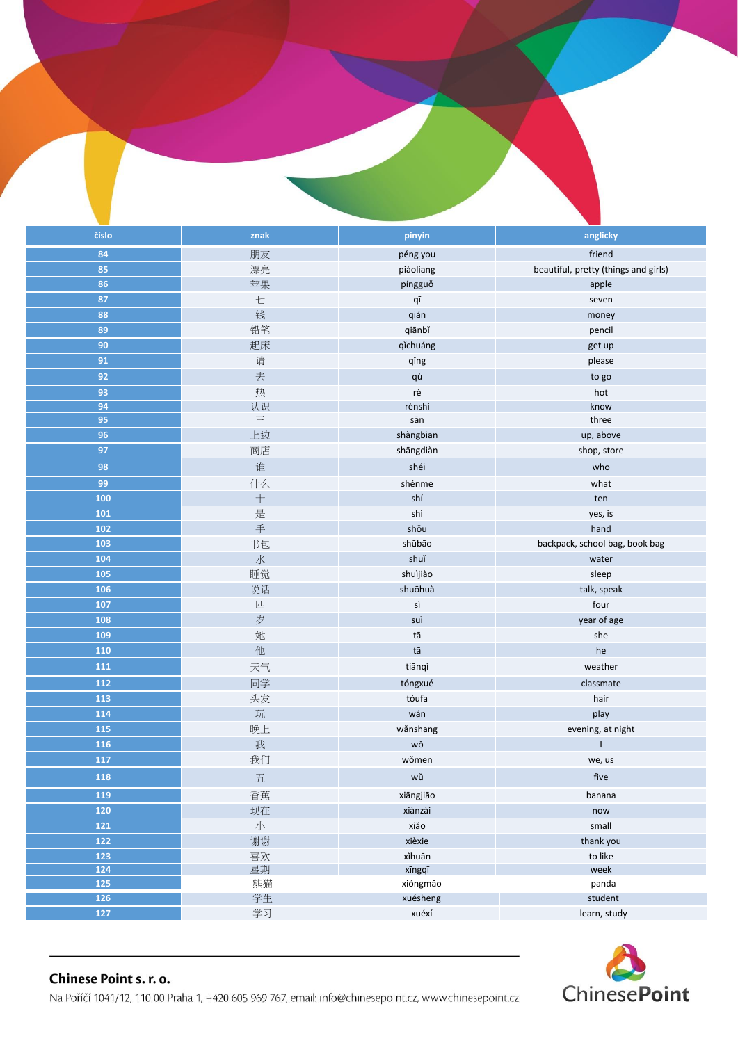| číslo | znak | pinyin | anglicky |
|---|---|---|---|
| 84 | 朋友 | péng you | friend |
| 85 | 漂亮 | piàoliang | beautiful, pretty (things and girls) |
| 86 | 苹果 | píngguǒ | apple |
| 87 | 七 | qī | seven |
| 88 | 钱 | qián | money |
| 89 | 铅笔 | qiānbǐ | pencil |
| 90 | 起床 | qǐchuáng | get up |
| 91 | 请 | qǐng | please |
| 92 | 去 | qù | to go |
| 93 | 热 | rè | hot |
| 94 | 认识 | rènshi | know |
| 95 | 三 | sān | three |
| 96 | 上边 | shàngbian | up, above |
| 97 | 商店 | shāngdiàn | shop, store |
| 98 | 谁 | shéi | who |
| 99 | 什么 | shénme | what |
| 100 | 十 | shí | ten |
| 101 | 是 | shì | yes, is |
| 102 | 手 | shǒu | hand |
| 103 | 书包 | shūbāo | backpack, school bag, book bag |
| 104 | 水 | shuǐ | water |
| 105 | 睡觉 | shuìjiào | sleep |
| 106 | 说话 | shuōhuà | talk, speak |
| 107 | 四 | sì | four |
| 108 | 岁 | suì | year of age |
| 109 | 她 | tā | she |
| 110 | 他 | tā | he |
| 111 | 天气 | tiānqì | weather |
| 112 | 同学 | tóngxué | classmate |
| 113 | 头发 | tóufa | hair |
| 114 | 玩 | wán | play |
| 115 | 晚上 | wǎnshang | evening, at night |
| 116 | 我 | wǒ | I |
| 117 | 我们 | wǒmen | we, us |
| 118 | 五 | wǔ | five |
| 119 | 香蕉 | xiāngjiāo | banana |
| 120 | 现在 | xiànzài | now |
| 121 | 小 | xiǎo | small |
| 122 | 谢谢 | xièxie | thank you |
| 123 | 喜欢 | xǐhuān | to like |
| 124 | 星期 | xīngqī | week |
| 125 | 熊猫 | xióngmāo | panda |
| 126 | 学生 | xuésheng | student |
| 127 | 学习 | xuéxí | learn, study |

**Chinese Point s. r. o.**

Na Poříčí 1041/12, 110 00 Praha 1, +420 605 969 767, email: info@chinesepoint.cz, www.chinesepoint.cz

ChinesePoint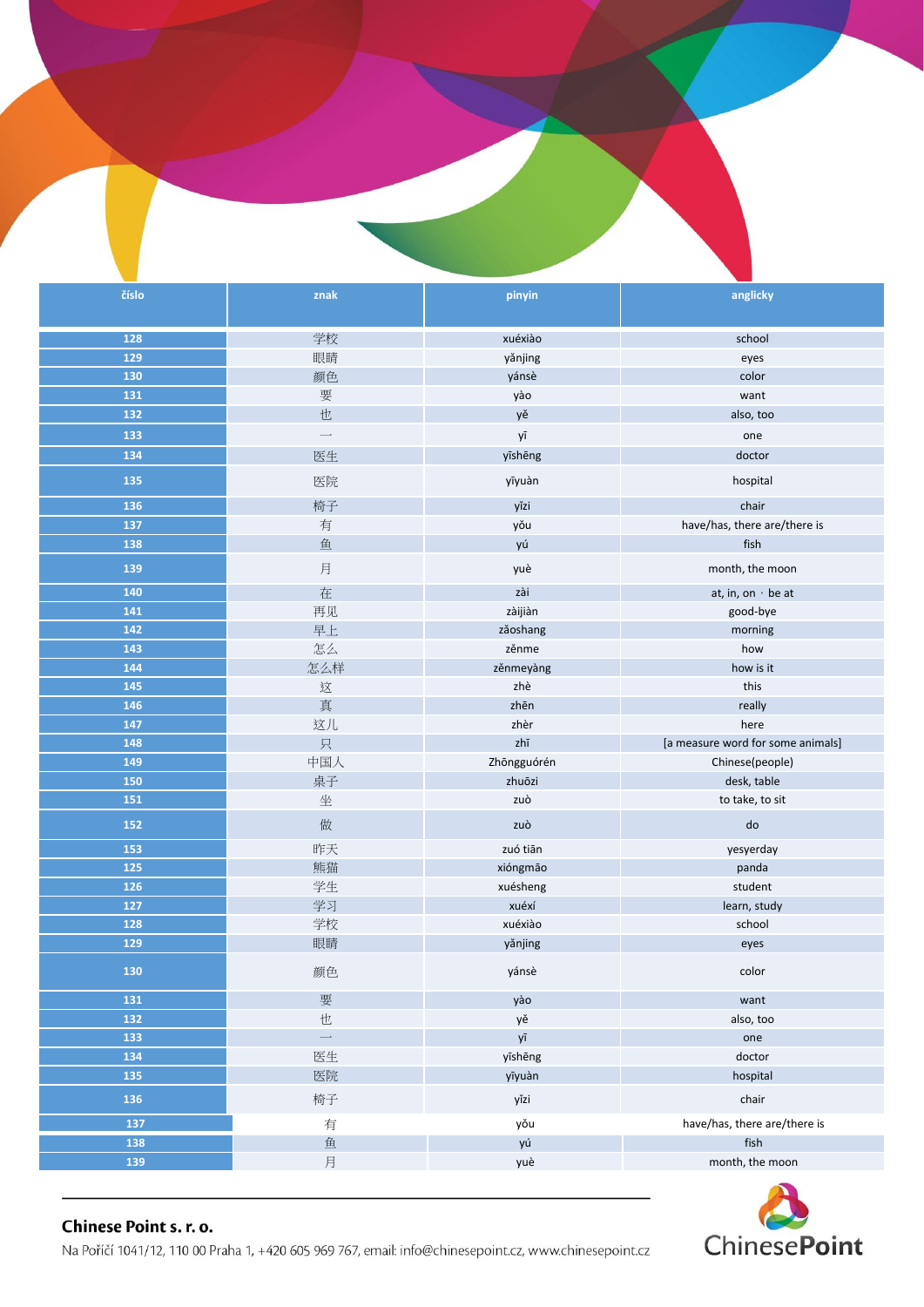| číslo | znak | pinyin | anglicky |
|---|---|---|---|
| 128 | 学校 | xuéxiào | school |
| 129 | 眼睛 | yǎnjing | eyes |
| 130 | 颜色 | yánsè | color |
| 131 | 要 | yào | want |
| 132 | 也 | yě | also, too |
| 133 | 一 | yī | one |
| 134 | 医生 | yīshēng | doctor |
| 135 | 医院 | yīyuàn | hospital |
| 136 | 椅子 | yǐzi | chair |
| 137 | 有 | yǒu | have/has, there are/there is |
| 138 | 鱼 | yú | fish |
| 139 | 月 | yuè | month, the moon |
| 140 | 在 | zài | at, in, on · be at |
| 141 | 再见 | zàijiàn | good-bye |
| 142 | 早上 | zǎoshang | morning |
| 143 | 怎么 | zěnme | how |
| 144 | 怎么样 | zěnmeyàng | how is it |
| 145 | 这 | zhè | this |
| 146 | 真 | zhēn | really |
| 147 | 这儿 | zhèr | here |
| 148 | 只 | zhī | [a measure word for some animals] |
| 149 | 中国人 | Zhōngguórén | Chinese(people) |
| 150 | 桌子 | zhuōzi | desk, table |
| 151 | 坐 | zuò | to take, to sit |
| 152 | 做 | zuò | do |
| 153 | 昨天 | zuó tiān | yesyerday |
| 125 | 熊猫 | xióngmāo | panda |
| 126 | 学生 | xuésheng | student |
| 127 | 学习 | xuéxí | learn, study |
| 128 | 学校 | xuéxiào | school |
| 129 | 眼睛 | yǎnjing | eyes |
| 130 | 颜色 | yánsè | color |
| 131 | 要 | yào | want |
| 132 | 也 | yě | also, too |
| 133 | 一 | yī | one |
| 134 | 医生 | yīshēng | doctor |
| 135 | 医院 | yīyuàn | hospital |
| 136 | 椅子 | yǐzi | chair |
| 137 | 有 | yǒu | have/has, there are/there is |
| 138 | 鱼 | yú | fish |
| 139 | 月 | yuè | month, the moon |

**Chinese Point s. r. o.**

Na Poříčí 1041/12, 110 00 Praha 1, +420 605 969 767, email: info@chinesepoint.cz, www.chinesepoint.cz

ChinesePoint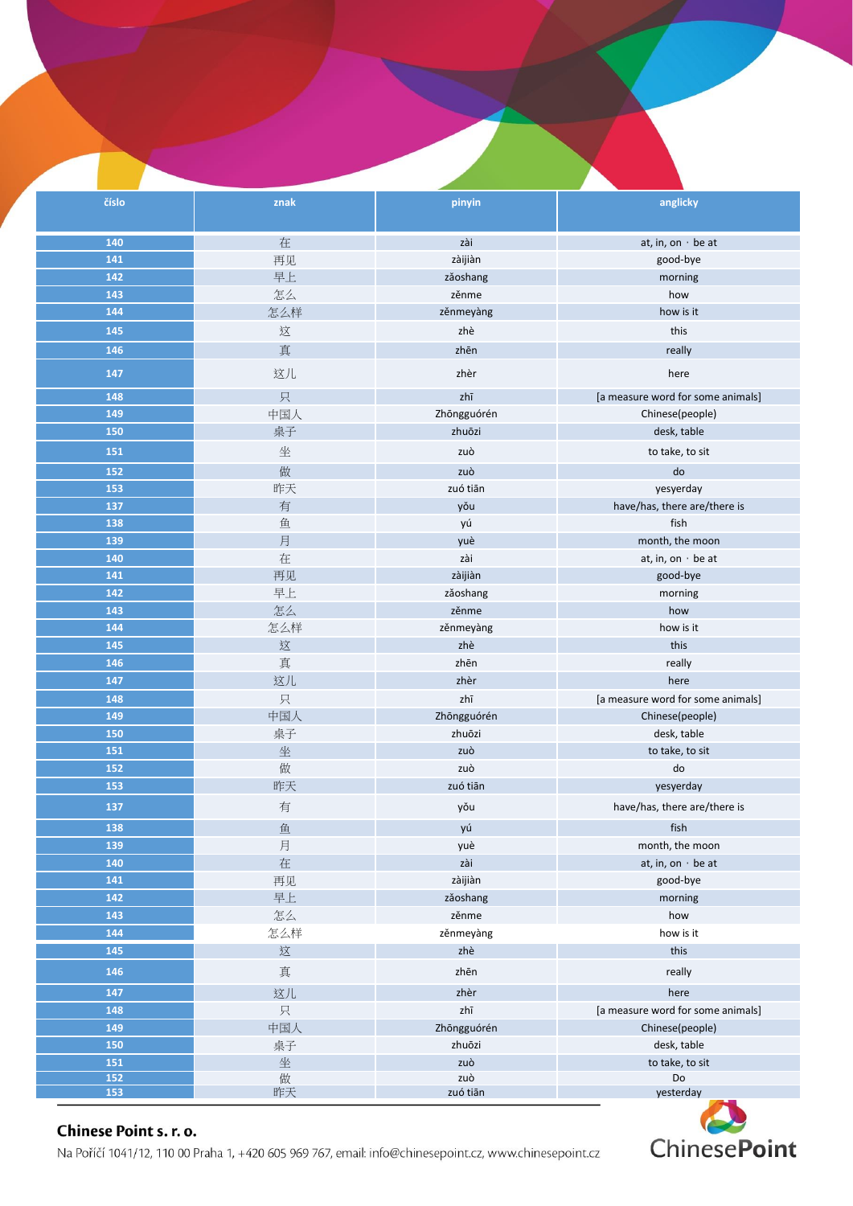| číslo | znak | pinyin | anglicky |
|---|---|---|---|
| 140 | 在 | zài | at, in, on · be at |
| 141 | 再见 | zàijiàn | good-bye |
| 142 | 早上 | zǎoshang | morning |
| 143 | 怎么 | zěnme | how |
| 144 | 怎么样 | zěnmeyàng | how is it |
| 145 | 这 | zhè | this |
| 146 | 真 | zhēn | really |
| 147 | 这儿 | zhèr | here |
| 148 | 只 | zhī | [a measure word for some animals] |
| 149 | 中国人 | Zhōngguórén | Chinese(people) |
| 150 | 桌子 | zhuōzi | desk, table |
| 151 | 坐 | zuò | to take, to sit |
| 152 | 做 | zuò | do |
| 153 | 昨天 | zuó tiān | yesyerday |
| 137 | 有 | yǒu | have/has, there are/there is |
| 138 | 鱼 | yú | fish |
| 139 | 月 | yuè | month, the moon |
| 140 | 在 | zài | at, in, on · be at |
| 141 | 再见 | zàijiàn | good-bye |
| 142 | 早上 | zǎoshang | morning |
| 143 | 怎么 | zěnme | how |
| 144 | 怎么样 | zěnmeyàng | how is it |
| 145 | 这 | zhè | this |
| 146 | 真 | zhēn | really |
| 147 | 这儿 | zhèr | here |
| 148 | 只 | zhī | [a measure word for some animals] |
| 149 | 中国人 | Zhōngguórén | Chinese(people) |
| 150 | 桌子 | zhuōzi | desk, table |
| 151 | 坐 | zuò | to take, to sit |
| 152 | 做 | zuò | do |
| 153 | 昨天 | zuó tiān | yesyerday |
| 137 | 有 | yǒu | have/has, there are/there is |
| 138 | 鱼 | yú | fish |
| 139 | 月 | yuè | month, the moon |
| 140 | 在 | zài | at, in, on · be at |
| 141 | 再见 | zàijiàn | good-bye |
| 142 | 早上 | zǎoshang | morning |
| 143 | 怎么 | zěnme | how |
| 144 | 怎么样 | zěnmeyàng | how is it |
| 145 | 这 | zhè | this |
| 146 | 真 | zhēn | really |
| 147 | 这儿 | zhèr | here |
| 148 | 只 | zhī | [a measure word for some animals] |
| 149 | 中国人 | Zhōngguórén | Chinese(people) |
| 150 | 桌子 | zhuōzi | desk, table |
| 151 | 坐 | zuò | to take, to sit |
| 152 | 做 | zuò | Do |
| 153 | 昨天 | zuó tiān | yesterday |

**Chinese Point s. r. o.**

Na Poříčí 1041/12, 110 00 Praha 1, +420 605 969 767, email: info@chinesepoint.cz, www.chinesepoint.cz

ChinesePoint